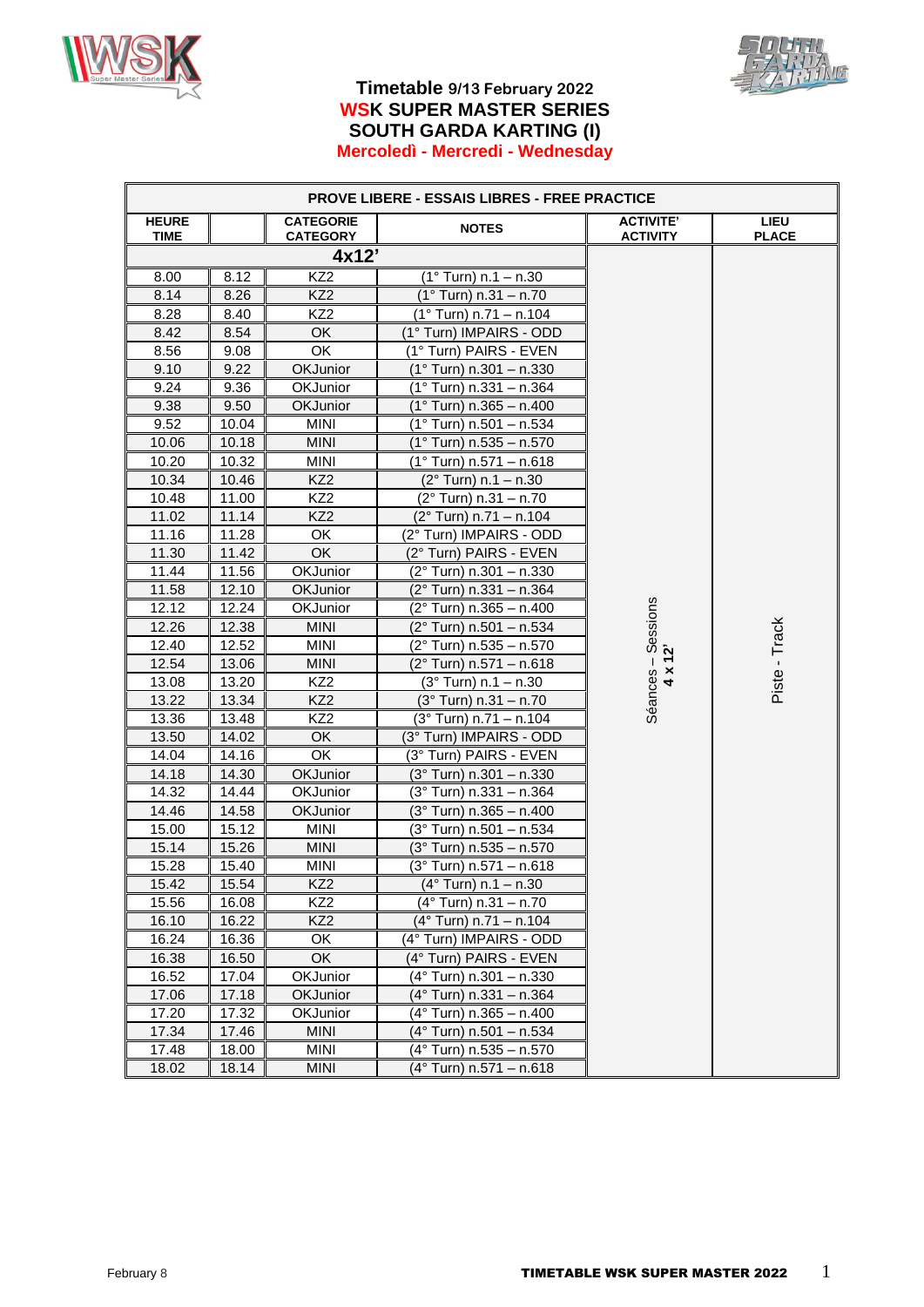# Timetable 9/13 February 2022

## WSK SUPER MASTER SERIES

## SOUTH GARDA KARTING (I)

**Mercoledì - Mercredi - Wednesday**

| PROVE LIBERE - ESSAIS LIBRES - FREE PRACTICE | | | | | |
|---|---|---|---|---|---|
| HEURE TIME | | CATEGORIE CATEGORY | NOTES | ACTIVITE' ACTIVITY | LIEU PLACE |
| **4x12'** | | | | Séances – Sessions **4 x 12'** | Piste - Track |
| 8.00 | 8.12 | KZ2 | (1° Turn) n.1 – n.30 | | |
| 8.14 | 8.26 | KZ2 | (1° Turn) n.31 – n.70 | | |
| 8.28 | 8.40 | KZ2 | (1° Turn) n.71 – n.104 | | |
| 8.42 | 8.54 | OK | (1° Turn) IMPAIRS - ODD | | |
| 8.56 | 9.08 | OK | (1° Turn) PAIRS - EVEN | | |
| 9.10 | 9.22 | OKJunior | (1° Turn) n.301 – n.330 | | |
| 9.24 | 9.36 | OKJunior | (1° Turn) n.331 – n.364 | | |
| 9.38 | 9.50 | OKJunior | (1° Turn) n.365 – n.400 | | |
| 9.52 | 10.04 | MINI | (1° Turn) n.501 – n.534 | | |
| 10.06 | 10.18 | MINI | (1° Turn) n.535 – n.570 | | |
| 10.20 | 10.32 | MINI | (1° Turn) n.571 – n.618 | | |
| 10.34 | 10.46 | KZ2 | (2° Turn) n.1 – n.30 | | |
| 10.48 | 11.00 | KZ2 | (2° Turn) n.31 – n.70 | | |
| 11.02 | 11.14 | KZ2 | (2° Turn) n.71 – n.104 | | |
| 11.16 | 11.28 | OK | (2° Turn) IMPAIRS - ODD | | |
| 11.30 | 11.42 | OK | (2° Turn) PAIRS - EVEN | | |
| 11.44 | 11.56 | OKJunior | (2° Turn) n.301 – n.330 | | |
| 11.58 | 12.10 | OKJunior | (2° Turn) n.331 – n.364 | | |
| 12.12 | 12.24 | OKJunior | (2° Turn) n.365 – n.400 | | |
| 12.26 | 12.38 | MINI | (2° Turn) n.501 – n.534 | | |
| 12.40 | 12.52 | MINI | (2° Turn) n.535 – n.570 | | |
| 12.54 | 13.06 | MINI | (2° Turn) n.571 – n.618 | | |
| 13.08 | 13.20 | KZ2 | (3° Turn) n.1 – n.30 | | |
| 13.22 | 13.34 | KZ2 | (3° Turn) n.31 – n.70 | | |
| 13.36 | 13.48 | KZ2 | (3° Turn) n.71 – n.104 | | |
| 13.50 | 14.02 | OK | (3° Turn) IMPAIRS - ODD | | |
| 14.04 | 14.16 | OK | (3° Turn) PAIRS - EVEN | | |
| 14.18 | 14.30 | OKJunior | (3° Turn) n.301 – n.330 | | |
| 14.32 | 14.44 | OKJunior | (3° Turn) n.331 – n.364 | | |
| 14.46 | 14.58 | OKJunior | (3° Turn) n.365 – n.400 | | |
| 15.00 | 15.12 | MINI | (3° Turn) n.501 – n.534 | | |
| 15.14 | 15.26 | MINI | (3° Turn) n.535 – n.570 | | |
| 15.28 | 15.40 | MINI | (3° Turn) n.571 – n.618 | | |
| 15.42 | 15.54 | KZ2 | (4° Turn) n.1 – n.30 | | |
| 15.56 | 16.08 | KZ2 | (4° Turn) n.31 – n.70 | | |
| 16.10 | 16.22 | KZ2 | (4° Turn) n.71 – n.104 | | |
| 16.24 | 16.36 | OK | (4° Turn) IMPAIRS - ODD | | |
| 16.38 | 16.50 | OK | (4° Turn) PAIRS - EVEN | | |
| 16.52 | 17.04 | OKJunior | (4° Turn) n.301 – n.330 | | |
| 17.06 | 17.18 | OKJunior | (4° Turn) n.331 – n.364 | | |
| 17.20 | 17.32 | OKJunior | (4° Turn) n.365 – n.400 | | |
| 17.34 | 17.46 | MINI | (4° Turn) n.501 – n.534 | | |
| 17.48 | 18.00 | MINI | (4° Turn) n.535 – n.570 | | |
| 18.02 | 18.14 | MINI | (4° Turn) n.571 – n.618 | | |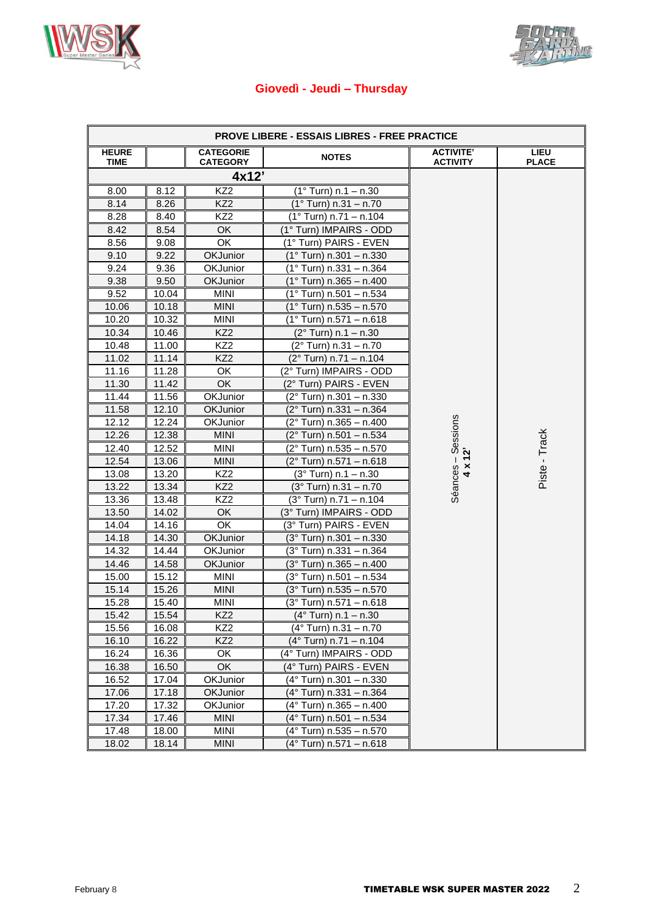## Giovedì - Jeudi – Thursday

| PROVE LIBERE - ESSAIS LIBRES - FREE PRACTICE | | | | | |
|---|---|---|---|---|---|
| HEURE TIME | | CATEGORIE CATEGORY | NOTES | ACTIVITE' ACTIVITY | LIEU PLACE |
| 4x12' | | | | Séances – Sessions **4 x 12'** | Piste - Track |
| 8.00 | 8.12 | KZ2 | (1° Turn) n.1 – n.30 | | |
| 8.14 | 8.26 | KZ2 | (1° Turn) n.31 – n.70 | | |
| 8.28 | 8.40 | KZ2 | (1° Turn) n.71 – n.104 | | |
| 8.42 | 8.54 | OK | (1° Turn) IMPAIRS - ODD | | |
| 8.56 | 9.08 | OK | (1° Turn) PAIRS - EVEN | | |
| 9.10 | 9.22 | OKJunior | (1° Turn) n.301 – n.330 | | |
| 9.24 | 9.36 | OKJunior | (1° Turn) n.331 – n.364 | | |
| 9.38 | 9.50 | OKJunior | (1° Turn) n.365 – n.400 | | |
| 9.52 | 10.04 | MINI | (1° Turn) n.501 – n.534 | | |
| 10.06 | 10.18 | MINI | (1° Turn) n.535 – n.570 | | |
| 10.20 | 10.32 | MINI | (1° Turn) n.571 – n.618 | | |
| 10.34 | 10.46 | KZ2 | (2° Turn) n.1 – n.30 | | |
| 10.48 | 11.00 | KZ2 | (2° Turn) n.31 – n.70 | | |
| 11.02 | 11.14 | KZ2 | (2° Turn) n.71 – n.104 | | |
| 11.16 | 11.28 | OK | (2° Turn) IMPAIRS - ODD | | |
| 11.30 | 11.42 | OK | (2° Turn) PAIRS - EVEN | | |
| 11.44 | 11.56 | OKJunior | (2° Turn) n.301 – n.330 | | |
| 11.58 | 12.10 | OKJunior | (2° Turn) n.331 – n.364 | | |
| 12.12 | 12.24 | OKJunior | (2° Turn) n.365 – n.400 | | |
| 12.26 | 12.38 | MINI | (2° Turn) n.501 – n.534 | | |
| 12.40 | 12.52 | MINI | (2° Turn) n.535 – n.570 | | |
| 12.54 | 13.06 | MINI | (2° Turn) n.571 – n.618 | | |
| 13.08 | 13.20 | KZ2 | (3° Turn) n.1 – n.30 | | |
| 13.22 | 13.34 | KZ2 | (3° Turn) n.31 – n.70 | | |
| 13.36 | 13.48 | KZ2 | (3° Turn) n.71 – n.104 | | |
| 13.50 | 14.02 | OK | (3° Turn) IMPAIRS - ODD | | |
| 14.04 | 14.16 | OK | (3° Turn) PAIRS - EVEN | | |
| 14.18 | 14.30 | OKJunior | (3° Turn) n.301 – n.330 | | |
| 14.32 | 14.44 | OKJunior | (3° Turn) n.331 – n.364 | | |
| 14.46 | 14.58 | OKJunior | (3° Turn) n.365 – n.400 | | |
| 15.00 | 15.12 | MINI | (3° Turn) n.501 – n.534 | | |
| 15.14 | 15.26 | MINI | (3° Turn) n.535 – n.570 | | |
| 15.28 | 15.40 | MINI | (3° Turn) n.571 – n.618 | | |
| 15.42 | 15.54 | KZ2 | (4° Turn) n.1 – n.30 | | |
| 15.56 | 16.08 | KZ2 | (4° Turn) n.31 – n.70 | | |
| 16.10 | 16.22 | KZ2 | (4° Turn) n.71 – n.104 | | |
| 16.24 | 16.36 | OK | (4° Turn) IMPAIRS - ODD | | |
| 16.38 | 16.50 | OK | (4° Turn) PAIRS - EVEN | | |
| 16.52 | 17.04 | OKJunior | (4° Turn) n.301 – n.330 | | |
| 17.06 | 17.18 | OKJunior | (4° Turn) n.331 – n.364 | | |
| 17.20 | 17.32 | OKJunior | (4° Turn) n.365 – n.400 | | |
| 17.34 | 17.46 | MINI | (4° Turn) n.501 – n.534 | | |
| 17.48 | 18.00 | MINI | (4° Turn) n.535 – n.570 | | |
| 18.02 | 18.14 | MINI | (4° Turn) n.571 – n.618 | | |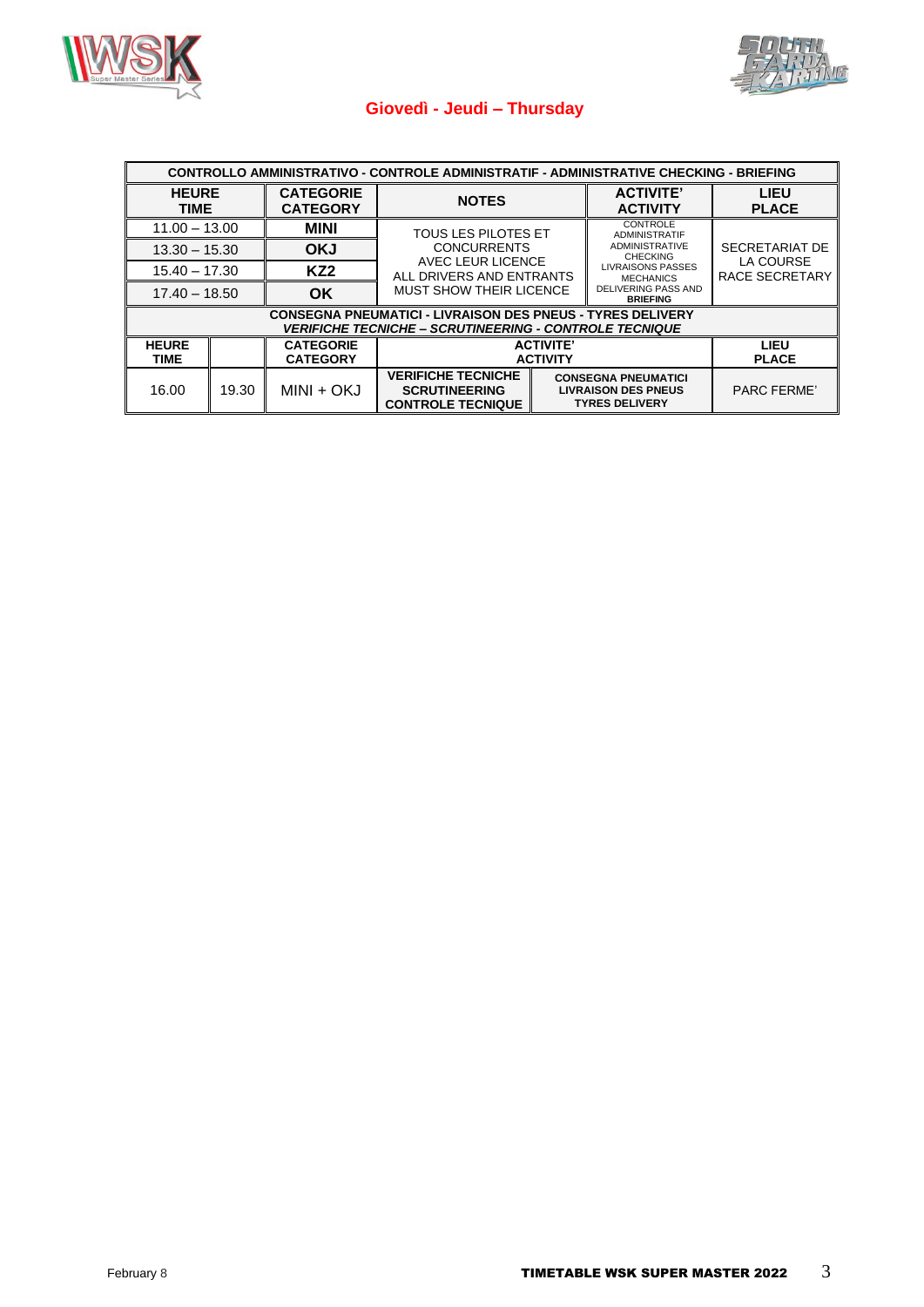## Giovedì - Jeudi – Thursday

| CONTROLLO AMMINISTRATIVO - CONTROLE ADMINISTRATIF - ADMINISTRATIVE CHECKING - BRIEFING | | | | |
|---|---|---|---|---|
| **HEURE TIME** | **CATEGORIE CATEGORY** | **NOTES** | **ACTIVITE' ACTIVITY** | **LIEU PLACE** |
| 11.00 – 13.00 | **MINI** | TOUS LES PILOTES ET CONCURRENTS AVEC LEUR LICENCE ALL DRIVERS AND ENTRANTS MUST SHOW THEIR LICENCE | CONTROLE ADMINISTRATIF ADMINISTRATIVE CHECKING LIVRAISONS PASSES MECHANICS DELIVERING PASS AND **BRIEFING** | SECRETARIAT DE LA COURSE RACE SECRETARY |
| 13.30 – 15.30 | **OKJ** | | | |
| 15.40 – 17.30 | **KZ2** | | | |
| 17.40 – 18.50 | **OK** | | | |

| CONSEGNA PNEUMATICI - LIVRAISON DES PNEUS - TYRES DELIVERY *VERIFICHE TECNICHE – SCRUTINEERING - CONTROLE TECNIQUE* | | | | | |
|---|---|---|---|---|---|
| **HEURE TIME** | | **CATEGORIE CATEGORY** | **ACTIVITE' ACTIVITY** | | **LIEU PLACE** |
| 16.00 | 19.30 | MINI + OKJ | **VERIFICHE TECNICHE SCRUTINEERING CONTROLE TECNIQUE** | **CONSEGNA PNEUMATICI LIVRAISON DES PNEUS TYRES DELIVERY** | PARC FERME' |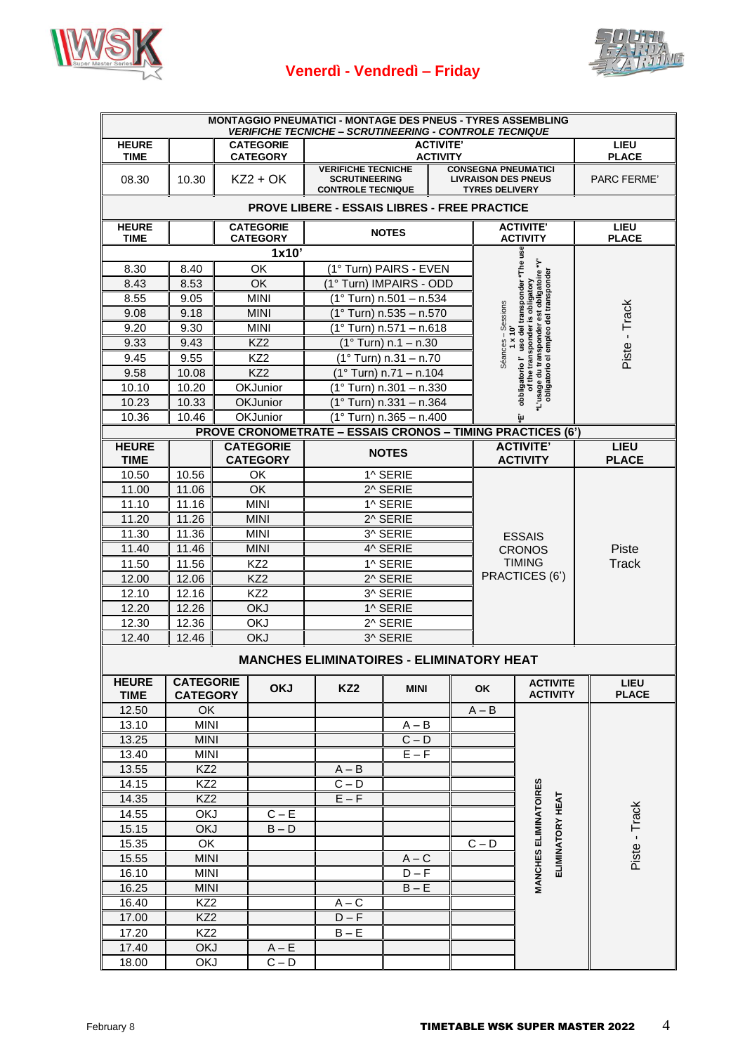## Venerdì - Vendredì – Friday

| MONTAGGIO PNEUMATICI - MONTAGE DES PNEUS - TYRES ASSEMBLING *VERIFICHE TECNICHE – SCRUTINEERING - CONTROLE TECNIQUE* | | | | | |
|---|---|---|---|---|---|
| **HEURE TIME** | | **CATEGORIE CATEGORY** | **ACTIVITE' ACTIVITY** | | **LIEU PLACE** |
| 08.30 | 10.30 | KZ2 + OK | VERIFICHE TECNICHE SCRUTINEERING CONTROLE TECNIQUE | CONSEGNA PNEUMATICI LIVRAISON DES PNEUS TYRES DELIVERY | PARC FERME' |

**PROVE LIBERE - ESSAIS LIBRES - FREE PRACTICE**

| HEURE TIME | | CATEGORIE CATEGORY | NOTES | ACTIVITE' ACTIVITY | LIEU PLACE |
|---|---|---|---|---|---|
| | | 1x10' | | | |
| 8.30 | 8.40 | OK | (1° Turn) PAIRS - EVEN | Séances - Sessions 1 x 10' obbligatorio l' uso del transponder *The use of the transponder is obligatory *L'usage du transponder est obligatoire *Y' E' obligatorio el empleo del transponder | Piste - Track |
| 8.43 | 8.53 | OK | (1° Turn) IMPAIRS - ODD | | |
| 8.55 | 9.05 | MINI | (1° Turn) n.501 – n.534 | | |
| 9.08 | 9.18 | MINI | (1° Turn) n.535 – n.570 | | |
| 9.20 | 9.30 | MINI | (1° Turn) n.571 – n.618 | | |
| 9.33 | 9.43 | KZ2 | (1° Turn) n.1 – n.30 | | |
| 9.45 | 9.55 | KZ2 | (1° Turn) n.31 – n.70 | | |
| 9.58 | 10.08 | KZ2 | (1° Turn) n.71 – n.104 | | |
| 10.10 | 10.20 | OKJunior | (1° Turn) n.301 – n.330 | | |
| 10.23 | 10.33 | OKJunior | (1° Turn) n.331 – n.364 | | |
| 10.36 | 10.46 | OKJunior | (1° Turn) n.365 – n.400 | | |

**PROVE CRONOMETRATE – ESSAIS CRONOS – TIMING PRACTICES (6')**

| HEURE TIME | | CATEGORIE CATEGORY | NOTES | ACTIVITE' ACTIVITY | LIEU PLACE |
|---|---|---|---|---|---|
| 10.50 | 10.56 | OK | 1^ SERIE | ESSAIS CRONOS TIMING PRACTICES (6') | Piste Track |
| 11.00 | 11.06 | OK | 2^ SERIE | | |
| 11.10 | 11.16 | MINI | 1^ SERIE | | |
| 11.20 | 11.26 | MINI | 2^ SERIE | | |
| 11.30 | 11.36 | MINI | 3^ SERIE | | |
| 11.40 | 11.46 | MINI | 4^ SERIE | | |
| 11.50 | 11.56 | KZ2 | 1^ SERIE | | |
| 12.00 | 12.06 | KZ2 | 2^ SERIE | | |
| 12.10 | 12.16 | KZ2 | 3^ SERIE | | |
| 12.20 | 12.26 | OKJ | 1^ SERIE | | |
| 12.30 | 12.36 | OKJ | 2^ SERIE | | |
| 12.40 | 12.46 | OKJ | 3^ SERIE | | |

**MANCHES ELIMINATOIRES - ELIMINATORY HEAT**

| HEURE TIME | CATEGORIE CATEGORY | OKJ | KZ2 | MINI | OK | ACTIVITE ACTIVITY | LIEU PLACE |
|---|---|---|---|---|---|---|---|
| 12.50 | OK | | | | A – B | MANCHES ELIMINATOIRES ELIMINATORY HEAT | Piste - Track |
| 13.10 | MINI | | | A – B | | | |
| 13.25 | MINI | | | C – D | | | |
| 13.40 | MINI | | | E – F | | | |
| 13.55 | KZ2 | | A – B | | | | |
| 14.15 | KZ2 | | C – D | | | | |
| 14.35 | KZ2 | | E – F | | | | |
| 14.55 | OKJ | C – E | | | | | |
| 15.15 | OKJ | B – D | | | | | |
| 15.35 | OK | | | | C – D | | |
| 15.55 | MINI | | | A – C | | | |
| 16.10 | MINI | | | D – F | | | |
| 16.25 | MINI | | | B – E | | | |
| 16.40 | KZ2 | | A – C | | | | |
| 17.00 | KZ2 | | D – F | | | | |
| 17.20 | KZ2 | | B – E | | | | |
| 17.40 | OKJ | A – E | | | | | |
| 18.00 | OKJ | C – D | | | | | |

February 8

**TIMETABLE WSK SUPER MASTER 2022**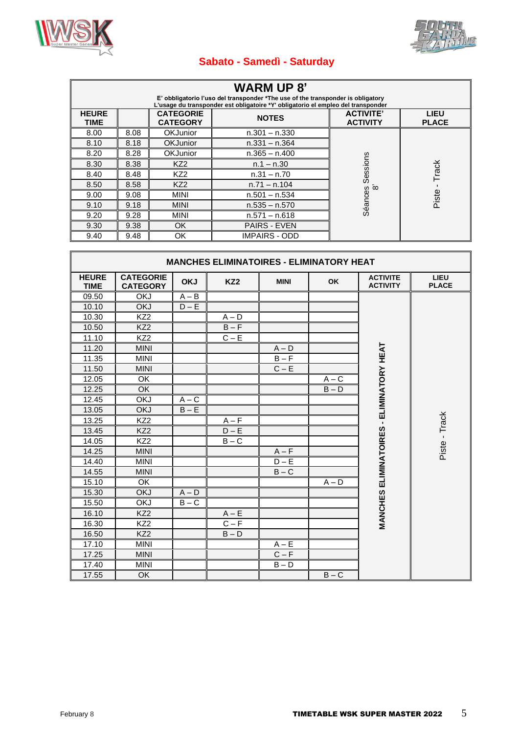## Sabato - Samedì - Saturday

| WARM UP 8' | | | | | |
|---|---|---|---|---|---|
| E' obbligatorio l'uso del transponder *The use of the transponder is obligatory L'usage du transponder est obligatoire *Y' obligatorio el empleo del transponder | | | | | |
| **HEURE TIME** | | **CATEGORIE CATEGORY** | **NOTES** | **ACTIVITE' ACTIVITY** | **LIEU PLACE** |
| 8.00 | 8.08 | OKJunior | n.301 – n.330 | Séances Sessions 8' | Piste - Track |
| 8.10 | 8.18 | OKJunior | n.331 – n.364 | | |
| 8.20 | 8.28 | OKJunior | n.365 – n.400 | | |
| 8.30 | 8.38 | KZ2 | n.1 – n.30 | | |
| 8.40 | 8.48 | KZ2 | n.31 – n.70 | | |
| 8.50 | 8.58 | KZ2 | n.71 – n.104 | | |
| 9.00 | 9.08 | MINI | n.501 – n.534 | | |
| 9.10 | 9.18 | MINI | n.535 – n.570 | | |
| 9.20 | 9.28 | MINI | n.571 – n.618 | | |
| 9.30 | 9.38 | OK | PAIRS - EVEN | | |
| 9.40 | 9.48 | OK | IMPAIRS - ODD | | |

| MANCHES ELIMINATOIRES - ELIMINATORY HEAT | | | | | | | |
|---|---|---|---|---|---|---|---|
| **HEURE TIME** | **CATEGORIE CATEGORY** | **OKJ** | **KZ2** | **MINI** | **OK** | **ACTIVITE ACTIVITY** | **LIEU PLACE** |
| 09.50 | OKJ | A – B | | | | MANCHES ELIMINATOIRES - ELIMINATORY HEAT | Piste - Track |
| 10.10 | OKJ | D – E | | | | | |
| 10.30 | KZ2 | | A – D | | | | |
| 10.50 | KZ2 | | B – F | | | | |
| 11.10 | KZ2 | | C – E | | | | |
| 11.20 | MINI | | | A – D | | | |
| 11.35 | MINI | | | B – F | | | |
| 11.50 | MINI | | | C – E | | | |
| 12.05 | OK | | | | A – C | | |
| 12.25 | OK | | | | B – D | | |
| 12.45 | OKJ | A – C | | | | | |
| 13.05 | OKJ | B – E | | | | | |
| 13.25 | KZ2 | | A – F | | | | |
| 13.45 | KZ2 | | D – E | | | | |
| 14.05 | KZ2 | | B – C | | | | |
| 14.25 | MINI | | | A – F | | | |
| 14.40 | MINI | | | D – E | | | |
| 14.55 | MINI | | | B – C | | | |
| 15.10 | OK | | | | A – D | | |
| 15.30 | OKJ | A – D | | | | | |
| 15.50 | OKJ | B – C | | | | | |
| 16.10 | KZ2 | | A – E | | | | |
| 16.30 | KZ2 | | C – F | | | | |
| 16.50 | KZ2 | | B – D | | | | |
| 17.10 | MINI | | | A – E | | | |
| 17.25 | MINI | | | C – F | | | |
| 17.40 | MINI | | | B – D | | | |
| 17.55 | OK | | | | B – C | | |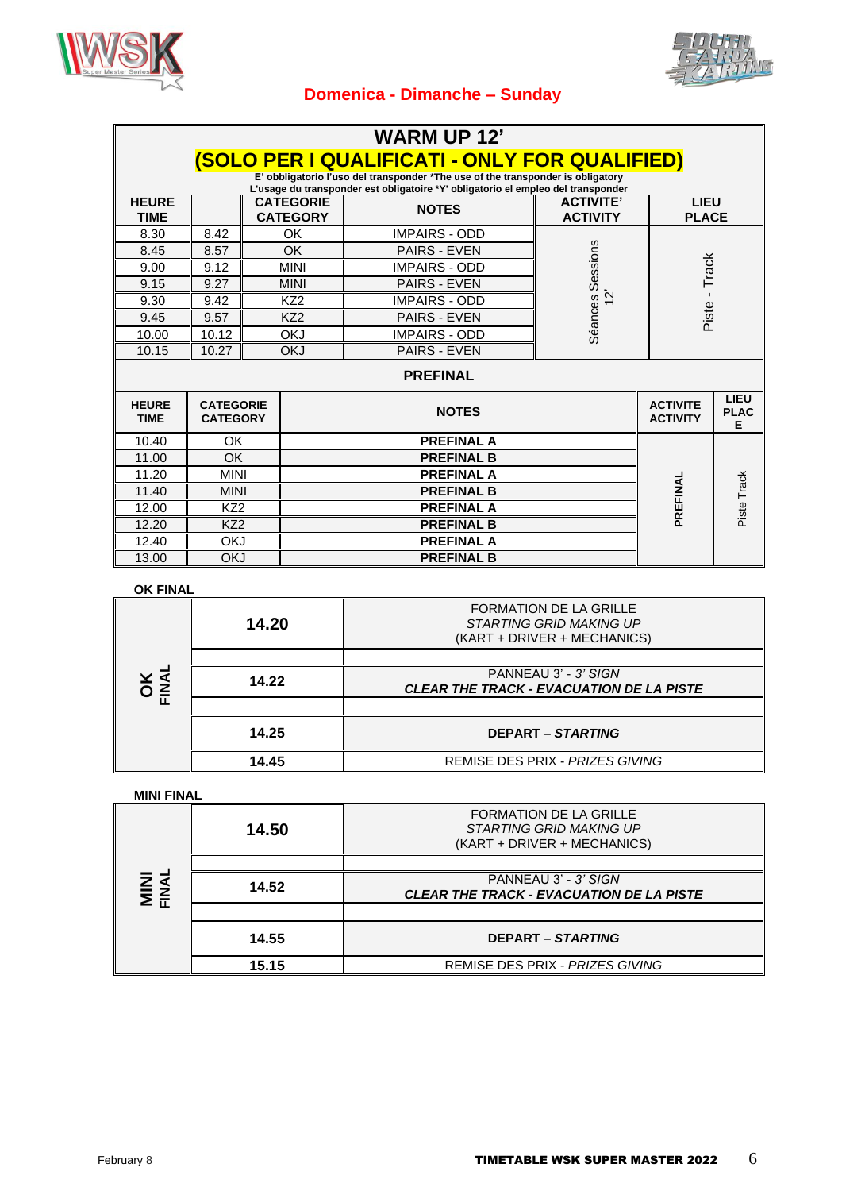## Domenica - Dimanche – Sunday

### WARM UP 12'

**(SOLO PER I QUALIFICATI - ONLY FOR QUALIFIED)**

**E' obbligatorio l'uso del transponder *The use of the transponder is obligatory**
**L'usage du transponder est obligatoire *Y' obligatorio el empleo del transponder**

| HEURE TIME | | CATEGORIE CATEGORY | NOTES | ACTIVITE' ACTIVITY | LIEU PLACE |
|---|---|---|---|---|---|
| 8.30 | 8.42 | OK | IMPAIRS - ODD | Séances Sessions 12' | Piste - Track |
| 8.45 | 8.57 | OK | PAIRS - EVEN | | |
| 9.00 | 9.12 | MINI | IMPAIRS - ODD | | |
| 9.15 | 9.27 | MINI | PAIRS - EVEN | | |
| 9.30 | 9.42 | KZ2 | IMPAIRS - ODD | | |
| 9.45 | 9.57 | KZ2 | PAIRS - EVEN | | |
| 10.00 | 10.12 | OKJ | IMPAIRS - ODD | | |
| 10.15 | 10.27 | OKJ | PAIRS - EVEN | | |

### PREFINAL

| HEURE TIME | CATEGORIE CATEGORY | NOTES | ACTIVITE ACTIVITY | LIEU PLACE |
|---|---|---|---|---|
| 10.40 | OK | **PREFINAL A** | **PREFINAL** | Piste Track |
| 11.00 | OK | **PREFINAL B** | | |
| 11.20 | MINI | **PREFINAL A** | | |
| 11.40 | MINI | **PREFINAL B** | | |
| 12.00 | KZ2 | **PREFINAL A** | | |
| 12.20 | KZ2 | **PREFINAL B** | | |
| 12.40 | OKJ | **PREFINAL A** | | |
| 13.00 | OKJ | **PREFINAL B** | | |

**OK FINAL**

| | | |
|---|---|---|
| **OK FINAL** | **14.20** | FORMATION DE LA GRILLE *STARTING GRID MAKING UP* (KART + DRIVER + MECHANICS) |
| | **14.22** | PANNEAU 3' - *3' SIGN* ***CLEAR THE TRACK - EVACUATION DE LA PISTE*** |
| | **14.25** | **DEPART – *STARTING*** |
| | **14.45** | REMISE DES PRIX - *PRIZES GIVING* |

**MINI FINAL**

| | | |
|---|---|---|
| **MINI FINAL** | **14.50** | FORMATION DE LA GRILLE *STARTING GRID MAKING UP* (KART + DRIVER + MECHANICS) |
| | **14.52** | PANNEAU 3' - *3' SIGN* ***CLEAR THE TRACK - EVACUATION DE LA PISTE*** |
| | **14.55** | **DEPART – *STARTING*** |
| | **15.15** | REMISE DES PRIX - *PRIZES GIVING* |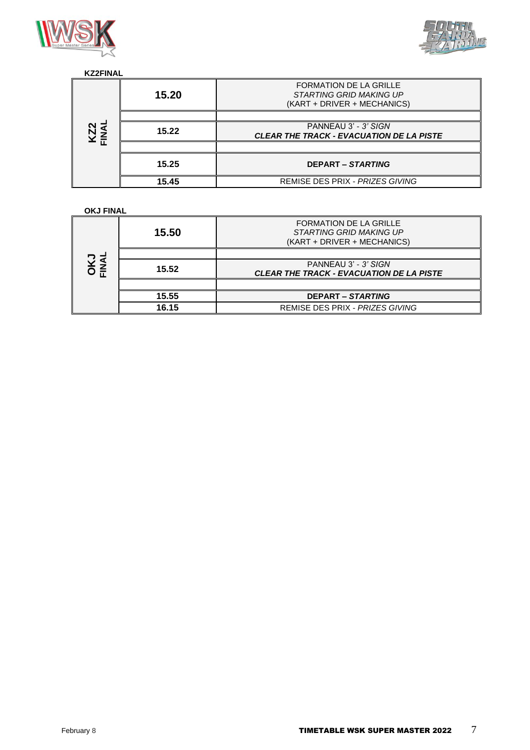**KZ2FINAL**

| | | |
|---|---|---|
| **KZ2 FINAL** | **15.20** | FORMATION DE LA GRILLE<br>*STARTING GRID MAKING UP*<br>(KART + DRIVER + MECHANICS) |
| | | |
| | **15.22** | PANNEAU 3' - *3' SIGN*<br>***CLEAR THE TRACK - EVACUATION DE LA PISTE*** |
| | | |
| | **15.25** | **DEPART –** ***STARTING*** |
| | **15.45** | REMISE DES PRIX - *PRIZES GIVING* |

**OKJ FINAL**

| | | |
|---|---|---|
| **OKJ FINAL** | **15.50** | FORMATION DE LA GRILLE<br>*STARTING GRID MAKING UP*<br>(KART + DRIVER + MECHANICS) |
| | | |
| | **15.52** | PANNEAU 3' - *3' SIGN*<br>***CLEAR THE TRACK - EVACUATION DE LA PISTE*** |
| | | |
| | **15.55** | **DEPART –** ***STARTING*** |
| | **16.15** | REMISE DES PRIX - *PRIZES GIVING* |

February 8

**TIMETABLE WSK SUPER MASTER 2022**